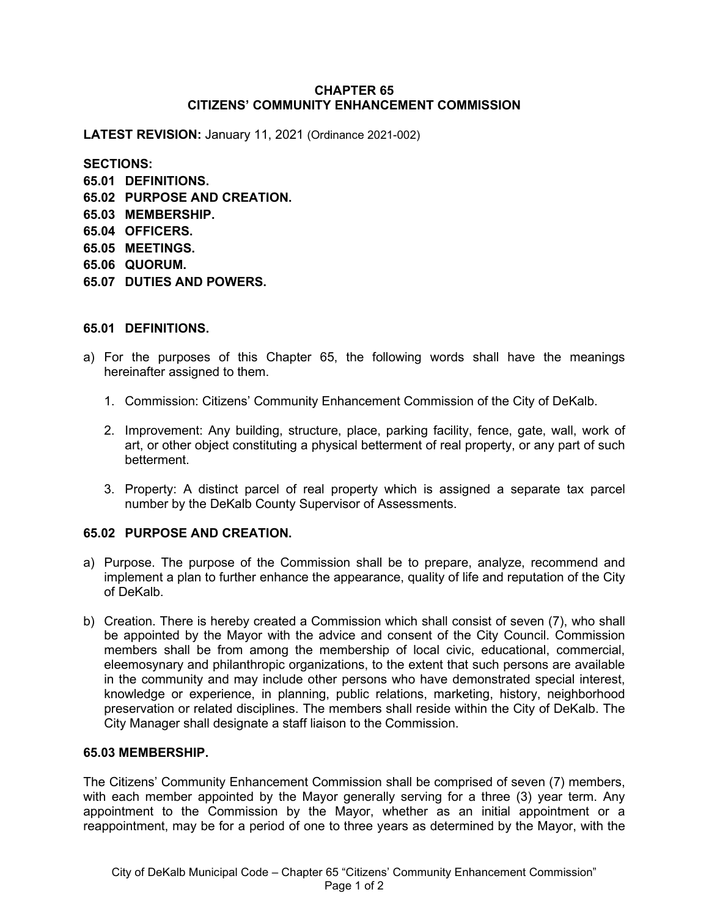# CHAPTER 65
# CITIZENS' COMMUNITY ENHANCEMENT COMMISSION

**LATEST REVISION:** January 11, 2021 (Ordinance 2021-002)

**SECTIONS:**

**65.01 DEFINITIONS.**
**65.02 PURPOSE AND CREATION.**
**65.03 MEMBERSHIP.**
**65.04 OFFICERS.**
**65.05 MEETINGS.**
**65.06 QUORUM.**
**65.07 DUTIES AND POWERS.**

## 65.01 DEFINITIONS.

a) For the purposes of this Chapter 65, the following words shall have the meanings hereinafter assigned to them.

   1. Commission: Citizens' Community Enhancement Commission of the City of DeKalb.

   2. Improvement: Any building, structure, place, parking facility, fence, gate, wall, work of art, or other object constituting a physical betterment of real property, or any part of such betterment.

   3. Property: A distinct parcel of real property which is assigned a separate tax parcel number by the DeKalb County Supervisor of Assessments.

## 65.02 PURPOSE AND CREATION.

a) Purpose. The purpose of the Commission shall be to prepare, analyze, recommend and implement a plan to further enhance the appearance, quality of life and reputation of the City of DeKalb.

b) Creation. There is hereby created a Commission which shall consist of seven (7), who shall be appointed by the Mayor with the advice and consent of the City Council. Commission members shall be from among the membership of local civic, educational, commercial, eleemosynary and philanthropic organizations, to the extent that such persons are available in the community and may include other persons who have demonstrated special interest, knowledge or experience, in planning, public relations, marketing, history, neighborhood preservation or related disciplines. The members shall reside within the City of DeKalb. The City Manager shall designate a staff liaison to the Commission.

## 65.03 MEMBERSHIP.

The Citizens' Community Enhancement Commission shall be comprised of seven (7) members, with each member appointed by the Mayor generally serving for a three (3) year term. Any appointment to the Commission by the Mayor, whether as an initial appointment or a reappointment, may be for a period of one to three years as determined by the Mayor, with the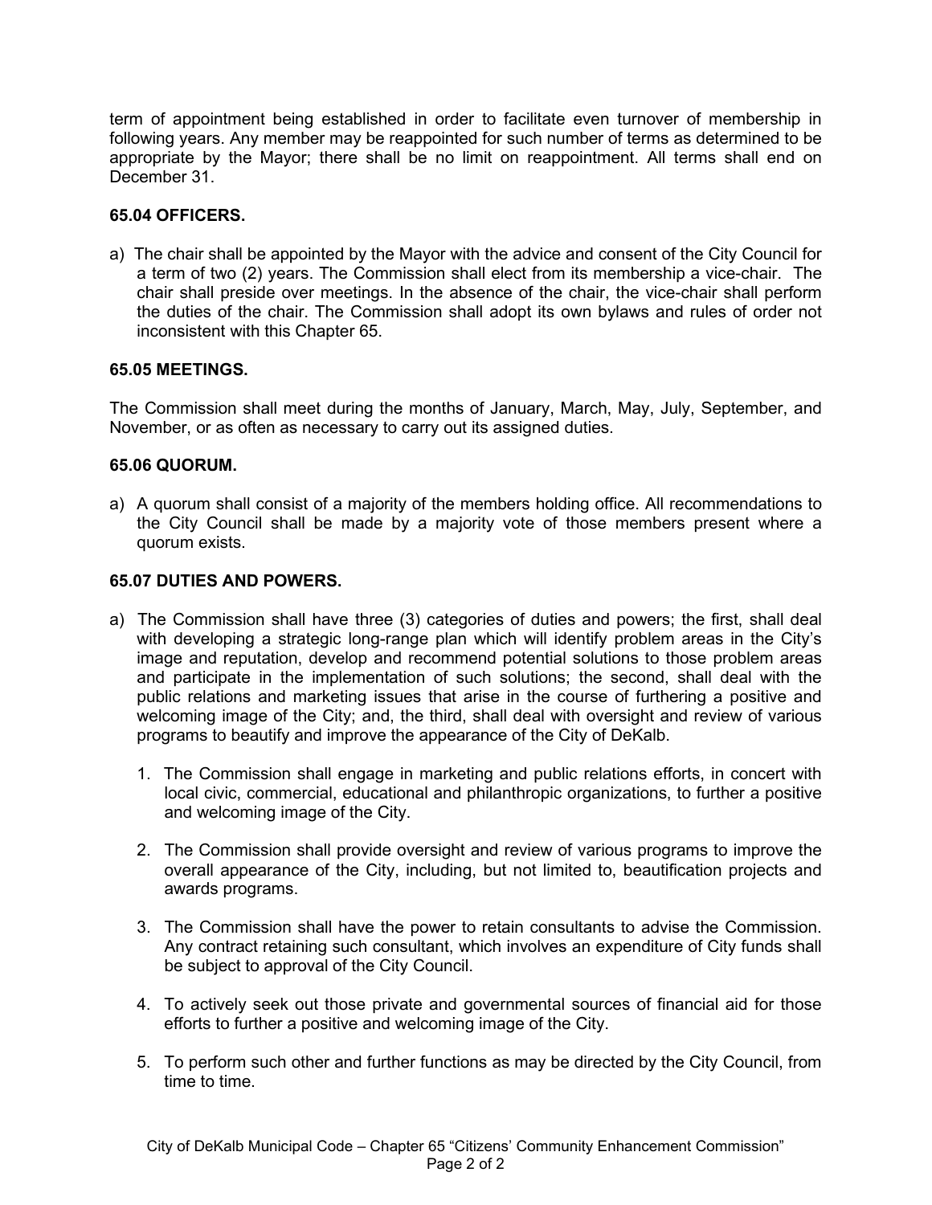term of appointment being established in order to facilitate even turnover of membership in following years. Any member may be reappointed for such number of terms as determined to be appropriate by the Mayor; there shall be no limit on reappointment. All terms shall end on December 31.

### 65.04 OFFICERS.

a) The chair shall be appointed by the Mayor with the advice and consent of the City Council for a term of two (2) years. The Commission shall elect from its membership a vice-chair. The chair shall preside over meetings. In the absence of the chair, the vice-chair shall perform the duties of the chair. The Commission shall adopt its own bylaws and rules of order not inconsistent with this Chapter 65.

### 65.05 MEETINGS.

The Commission shall meet during the months of January, March, May, July, September, and November, or as often as necessary to carry out its assigned duties.

### 65.06 QUORUM.

a) A quorum shall consist of a majority of the members holding office. All recommendations to the City Council shall be made by a majority vote of those members present where a quorum exists.

### 65.07 DUTIES AND POWERS.

a) The Commission shall have three (3) categories of duties and powers; the first, shall deal with developing a strategic long-range plan which will identify problem areas in the City's image and reputation, develop and recommend potential solutions to those problem areas and participate in the implementation of such solutions; the second, shall deal with the public relations and marketing issues that arise in the course of furthering a positive and welcoming image of the City; and, the third, shall deal with oversight and review of various programs to beautify and improve the appearance of the City of DeKalb.

   1. The Commission shall engage in marketing and public relations efforts, in concert with local civic, commercial, educational and philanthropic organizations, to further a positive and welcoming image of the City.

   2. The Commission shall provide oversight and review of various programs to improve the overall appearance of the City, including, but not limited to, beautification projects and awards programs.

   3. The Commission shall have the power to retain consultants to advise the Commission. Any contract retaining such consultant, which involves an expenditure of City funds shall be subject to approval of the City Council.

   4. To actively seek out those private and governmental sources of financial aid for those efforts to further a positive and welcoming image of the City.

   5. To perform such other and further functions as may be directed by the City Council, from time to time.